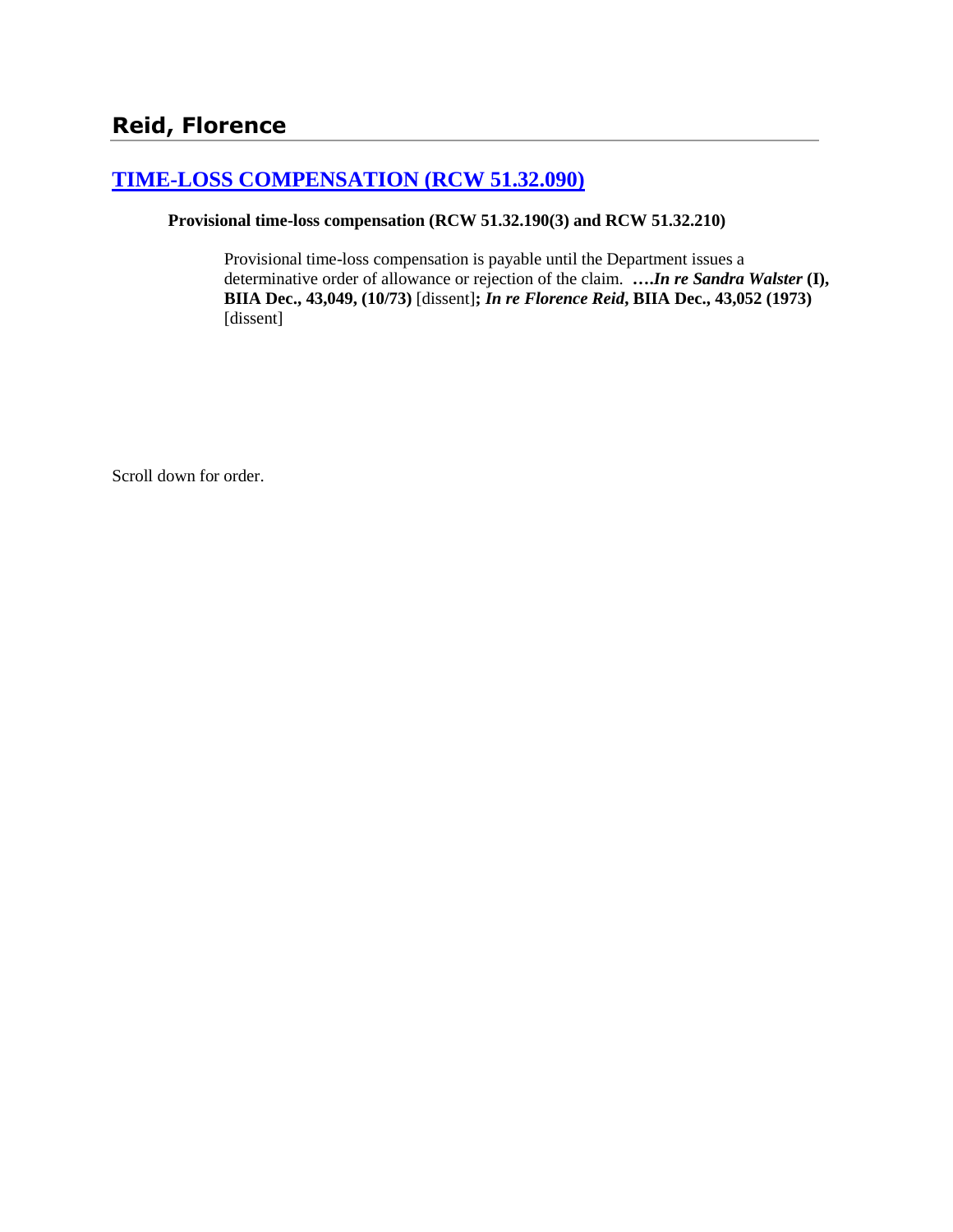# Reid, Florence

## [TIME-LOSS COMPENSATION (RCW 51.32.090)]

**Provisional time-loss compensation (RCW 51.32.190(3) and RCW 51.32.210)**

Provisional time-loss compensation is payable until the Department issues a determinative order of allowance or rejection of the claim. **….*In re Sandra Walster* (I), BIIA Dec., 43,049, (10/73)** [dissent]**; *In re Florence Reid*, BIIA Dec., 43,052 (1973)** [dissent]

Scroll down for order.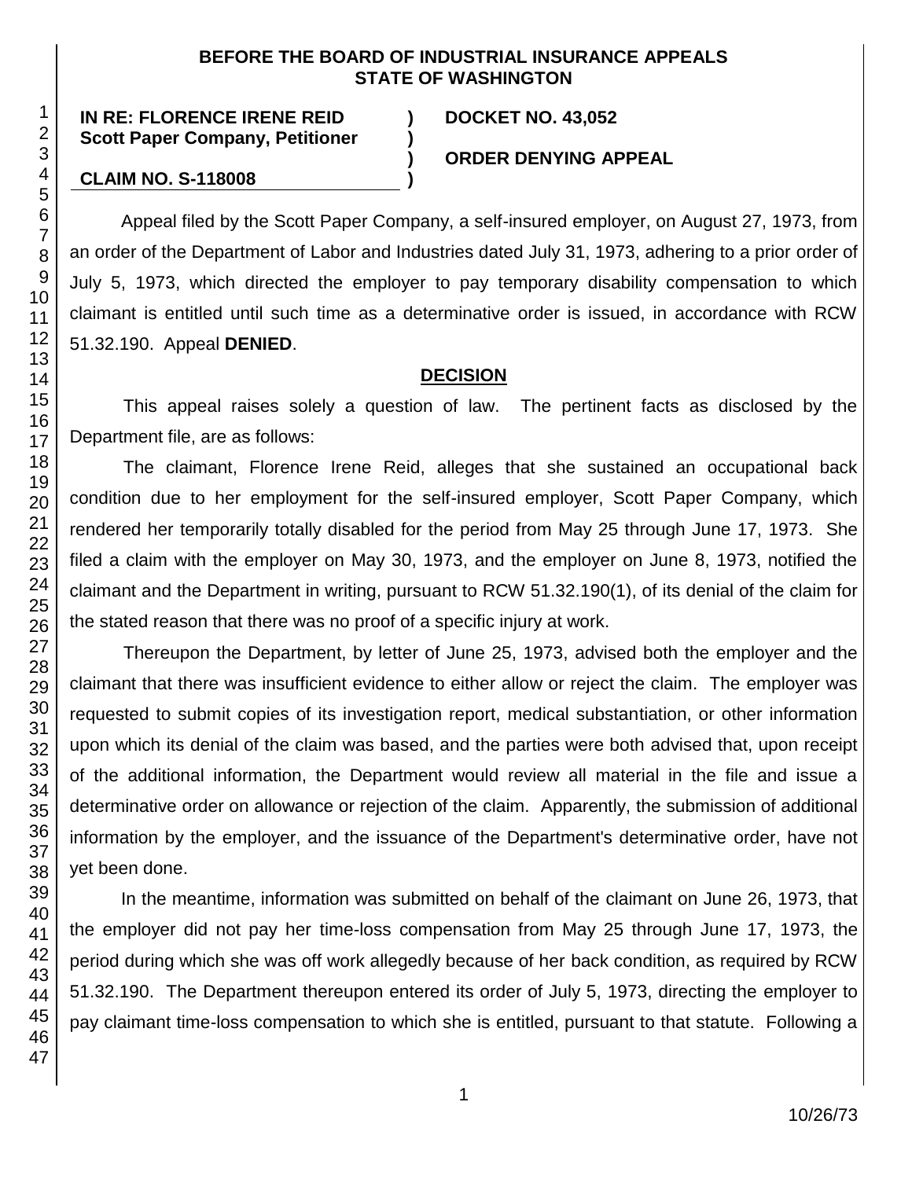**BEFORE THE BOARD OF INDUSTRIAL INSURANCE APPEALS**
**STATE OF WASHINGTON**

| | | |
|---|---|---|
| **IN RE: FLORENCE IRENE REID** **Scott Paper Company, Petitioner** | **)** **)** **)** | **DOCKET NO. 43,052** |
| | | **ORDER DENYING APPEAL** |
| **CLAIM NO. S-118008** | **)** | |

Appeal filed by the Scott Paper Company, a self-insured employer, on August 27, 1973, from an order of the Department of Labor and Industries dated July 31, 1973, adhering to a prior order of July 5, 1973, which directed the employer to pay temporary disability compensation to which claimant is entitled until such time as a determinative order is issued, in accordance with RCW 51.32.190. Appeal **DENIED**.

## DECISION

This appeal raises solely a question of law. The pertinent facts as disclosed by the Department file, are as follows:

The claimant, Florence Irene Reid, alleges that she sustained an occupational back condition due to her employment for the self-insured employer, Scott Paper Company, which rendered her temporarily totally disabled for the period from May 25 through June 17, 1973. She filed a claim with the employer on May 30, 1973, and the employer on June 8, 1973, notified the claimant and the Department in writing, pursuant to RCW 51.32.190(1), of its denial of the claim for the stated reason that there was no proof of a specific injury at work.

Thereupon the Department, by letter of June 25, 1973, advised both the employer and the claimant that there was insufficient evidence to either allow or reject the claim. The employer was requested to submit copies of its investigation report, medical substantiation, or other information upon which its denial of the claim was based, and the parties were both advised that, upon receipt of the additional information, the Department would review all material in the file and issue a determinative order on allowance or rejection of the claim. Apparently, the submission of additional information by the employer, and the issuance of the Department's determinative order, have not yet been done.

In the meantime, information was submitted on behalf of the claimant on June 26, 1973, that the employer did not pay her time-loss compensation from May 25 through June 17, 1973, the period during which she was off work allegedly because of her back condition, as required by RCW 51.32.190. The Department thereupon entered its order of July 5, 1973, directing the employer to pay claimant time-loss compensation to which she is entitled, pursuant to that statute. Following a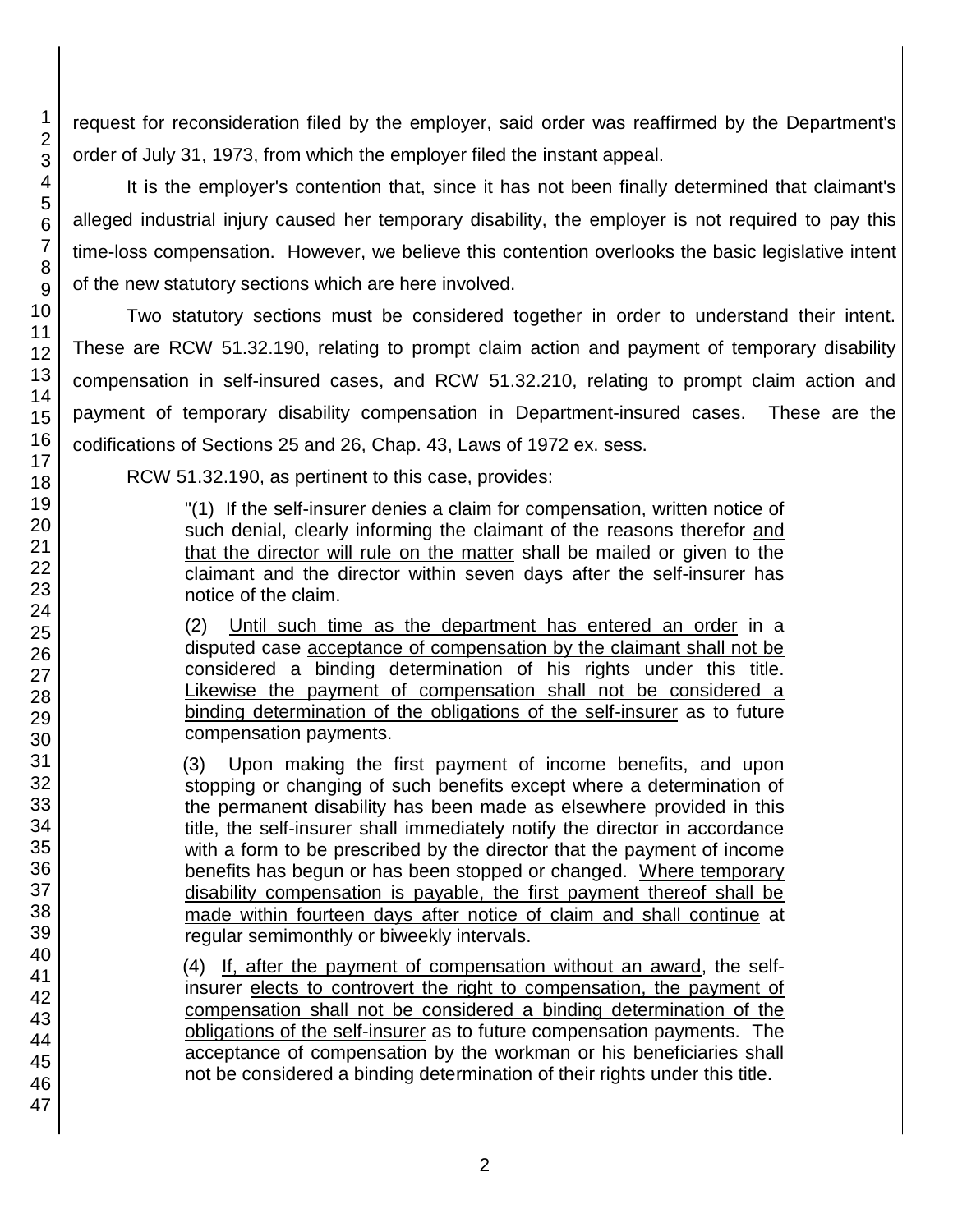request for reconsideration filed by the employer, said order was reaffirmed by the Department's order of July 31, 1973, from which the employer filed the instant appeal.

It is the employer's contention that, since it has not been finally determined that claimant's alleged industrial injury caused her temporary disability, the employer is not required to pay this time-loss compensation. However, we believe this contention overlooks the basic legislative intent of the new statutory sections which are here involved.

Two statutory sections must be considered together in order to understand their intent. These are RCW 51.32.190, relating to prompt claim action and payment of temporary disability compensation in self-insured cases, and RCW 51.32.210, relating to prompt claim action and payment of temporary disability compensation in Department-insured cases. These are the codifications of Sections 25 and 26, Chap. 43, Laws of 1972 ex. sess.

RCW 51.32.190, as pertinent to this case, provides:

> "(1) If the self-insurer denies a claim for compensation, written notice of such denial, clearly informing the claimant of the reasons therefor <u>and that the director will rule on the matter</u> shall be mailed or given to the claimant and the director within seven days after the self-insurer has notice of the claim.
>
> (2) <u>Until such time as the department has entered an order</u> in a disputed case <u>acceptance of compensation by the claimant shall not be considered a binding determination of his rights under this title. Likewise the payment of compensation shall not be considered a binding determination of the obligations of the self-insurer</u> as to future compensation payments.
>
> (3) Upon making the first payment of income benefits, and upon stopping or changing of such benefits except where a determination of the permanent disability has been made as elsewhere provided in this title, the self-insurer shall immediately notify the director in accordance with a form to be prescribed by the director that the payment of income benefits has begun or has been stopped or changed. <u>Where temporary disability compensation is payable, the first payment thereof shall be made within fourteen days after notice of claim and shall continue</u> at regular semimonthly or biweekly intervals.
>
> (4) <u>If, after the payment of compensation without an award</u>, the self-insurer <u>elects to controvert the right to compensation, the payment of compensation shall not be considered a binding determination of the obligations of the self-insurer</u> as to future compensation payments. The acceptance of compensation by the workman or his beneficiaries shall not be considered a binding determination of their rights under this title.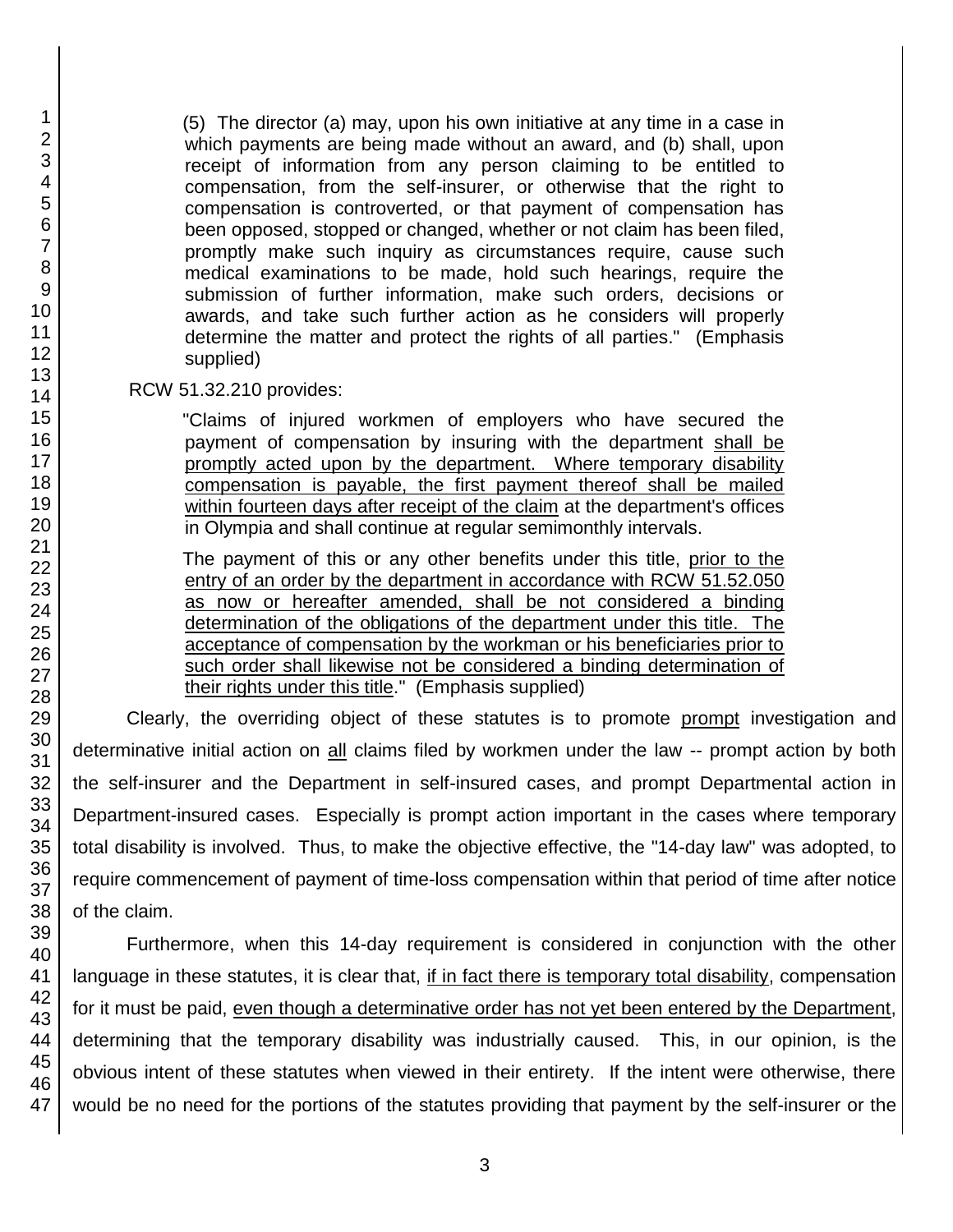(5) The director (a) may, upon his own initiative at any time in a case in which payments are being made without an award, and (b) shall, upon receipt of information from any person claiming to be entitled to compensation, from the self-insurer, or otherwise that the right to compensation is controverted, or that payment of compensation has been opposed, stopped or changed, whether or not claim has been filed, promptly make such inquiry as circumstances require, cause such medical examinations to be made, hold such hearings, require the submission of further information, make such orders, decisions or awards, and take such further action as he considers will properly determine the matter and protect the rights of all parties." (Emphasis supplied)

RCW 51.32.210 provides:

> "Claims of injured workmen of employers who have secured the payment of compensation by insuring with the department <u>shall be promptly acted upon by the department. Where temporary disability compensation is payable, the first payment thereof shall be mailed within fourteen days after receipt of the claim</u> at the department's offices in Olympia and shall continue at regular semimonthly intervals.
>
> The payment of this or any other benefits under this title, <u>prior to the entry of an order by the department in accordance with RCW 51.52.050 as now or hereafter amended, shall be not considered a binding determination of the obligations of the department under this title. The acceptance of compensation by the workman or his beneficiaries prior to such order shall likewise not be considered a binding determination of their rights under this title</u>." (Emphasis supplied)

Clearly, the overriding object of these statutes is to promote <u>prompt</u> investigation and determinative initial action on <u>all</u> claims filed by workmen under the law -- prompt action by both the self-insurer and the Department in self-insured cases, and prompt Departmental action in Department-insured cases. Especially is prompt action important in the cases where temporary total disability is involved. Thus, to make the objective effective, the "14-day law" was adopted, to require commencement of payment of time-loss compensation within that period of time after notice of the claim.

Furthermore, when this 14-day requirement is considered in conjunction with the other language in these statutes, it is clear that, <u>if in fact there is temporary total disability</u>, compensation for it must be paid, <u>even though a determinative order has not yet been entered by the Department</u>, determining that the temporary disability was industrially caused. This, in our opinion, is the obvious intent of these statutes when viewed in their entirety. If the intent were otherwise, there would be no need for the portions of the statutes providing that payment by the self-insurer or the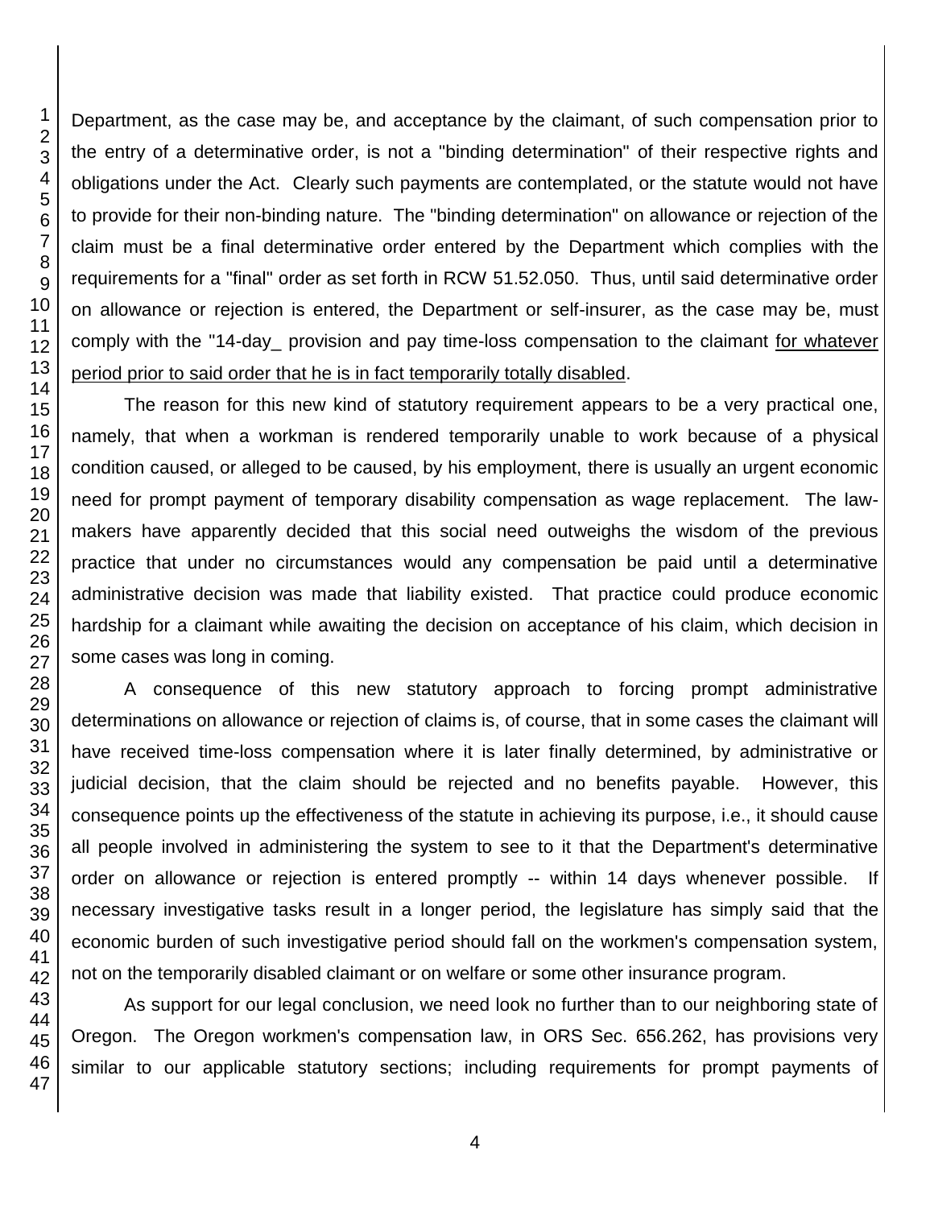Department, as the case may be, and acceptance by the claimant, of such compensation prior to the entry of a determinative order, is not a "binding determination" of their respective rights and obligations under the Act. Clearly such payments are contemplated, or the statute would not have to provide for their non-binding nature. The "binding determination" on allowance or rejection of the claim must be a final determinative order entered by the Department which complies with the requirements for a "final" order as set forth in RCW 51.52.050. Thus, until said determinative order on allowance or rejection is entered, the Department or self-insurer, as the case may be, must comply with the "14-day_ provision and pay time-loss compensation to the claimant for whatever period prior to said order that he is in fact temporarily totally disabled.

The reason for this new kind of statutory requirement appears to be a very practical one, namely, that when a workman is rendered temporarily unable to work because of a physical condition caused, or alleged to be caused, by his employment, there is usually an urgent economic need for prompt payment of temporary disability compensation as wage replacement. The law-makers have apparently decided that this social need outweighs the wisdom of the previous practice that under no circumstances would any compensation be paid until a determinative administrative decision was made that liability existed. That practice could produce economic hardship for a claimant while awaiting the decision on acceptance of his claim, which decision in some cases was long in coming.

A consequence of this new statutory approach to forcing prompt administrative determinations on allowance or rejection of claims is, of course, that in some cases the claimant will have received time-loss compensation where it is later finally determined, by administrative or judicial decision, that the claim should be rejected and no benefits payable. However, this consequence points up the effectiveness of the statute in achieving its purpose, i.e., it should cause all people involved in administering the system to see to it that the Department's determinative order on allowance or rejection is entered promptly -- within 14 days whenever possible. If necessary investigative tasks result in a longer period, the legislature has simply said that the economic burden of such investigative period should fall on the workmen's compensation system, not on the temporarily disabled claimant or on welfare or some other insurance program.

As support for our legal conclusion, we need look no further than to our neighboring state of Oregon. The Oregon workmen's compensation law, in ORS Sec. 656.262, has provisions very similar to our applicable statutory sections; including requirements for prompt payments of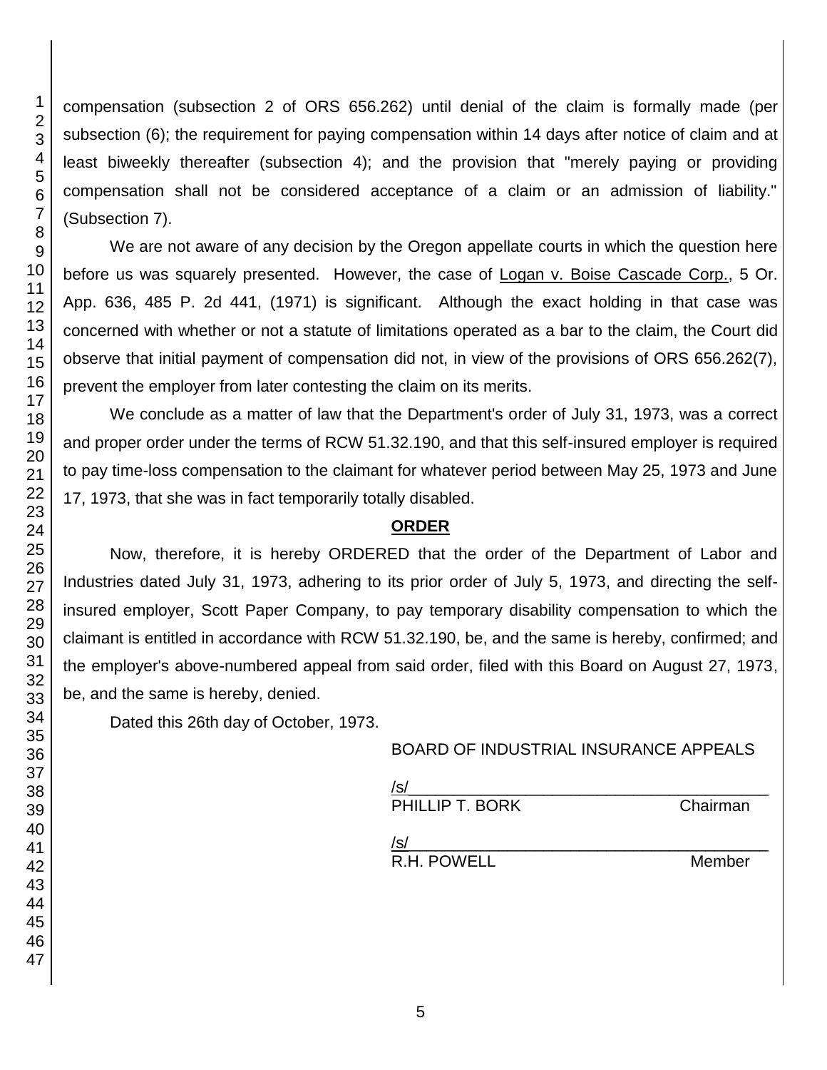compensation (subsection 2 of ORS 656.262) until denial of the claim is formally made (per subsection (6); the requirement for paying compensation within 14 days after notice of claim and at least biweekly thereafter (subsection 4); and the provision that "merely paying or providing compensation shall not be considered acceptance of a claim or an admission of liability." (Subsection 7).

We are not aware of any decision by the Oregon appellate courts in which the question here before us was squarely presented. However, the case of Logan v. Boise Cascade Corp., 5 Or. App. 636, 485 P. 2d 441, (1971) is significant. Although the exact holding in that case was concerned with whether or not a statute of limitations operated as a bar to the claim, the Court did observe that initial payment of compensation did not, in view of the provisions of ORS 656.262(7), prevent the employer from later contesting the claim on its merits.

We conclude as a matter of law that the Department's order of July 31, 1973, was a correct and proper order under the terms of RCW 51.32.190, and that this self-insured employer is required to pay time-loss compensation to the claimant for whatever period between May 25, 1973 and June 17, 1973, that she was in fact temporarily totally disabled.

## ORDER

Now, therefore, it is hereby ORDERED that the order of the Department of Labor and Industries dated July 31, 1973, adhering to its prior order of July 5, 1973, and directing the self-insured employer, Scott Paper Company, to pay temporary disability compensation to which the claimant is entitled in accordance with RCW 51.32.190, be, and the same is hereby, confirmed; and the employer's above-numbered appeal from said order, filed with this Board on August 27, 1973, be, and the same is hereby, denied.

Dated this 26th day of October, 1973.

BOARD OF INDUSTRIAL INSURANCE APPEALS

/s/
PHILLIP T. BORK — Chairman

/s/
R.H. POWELL — Member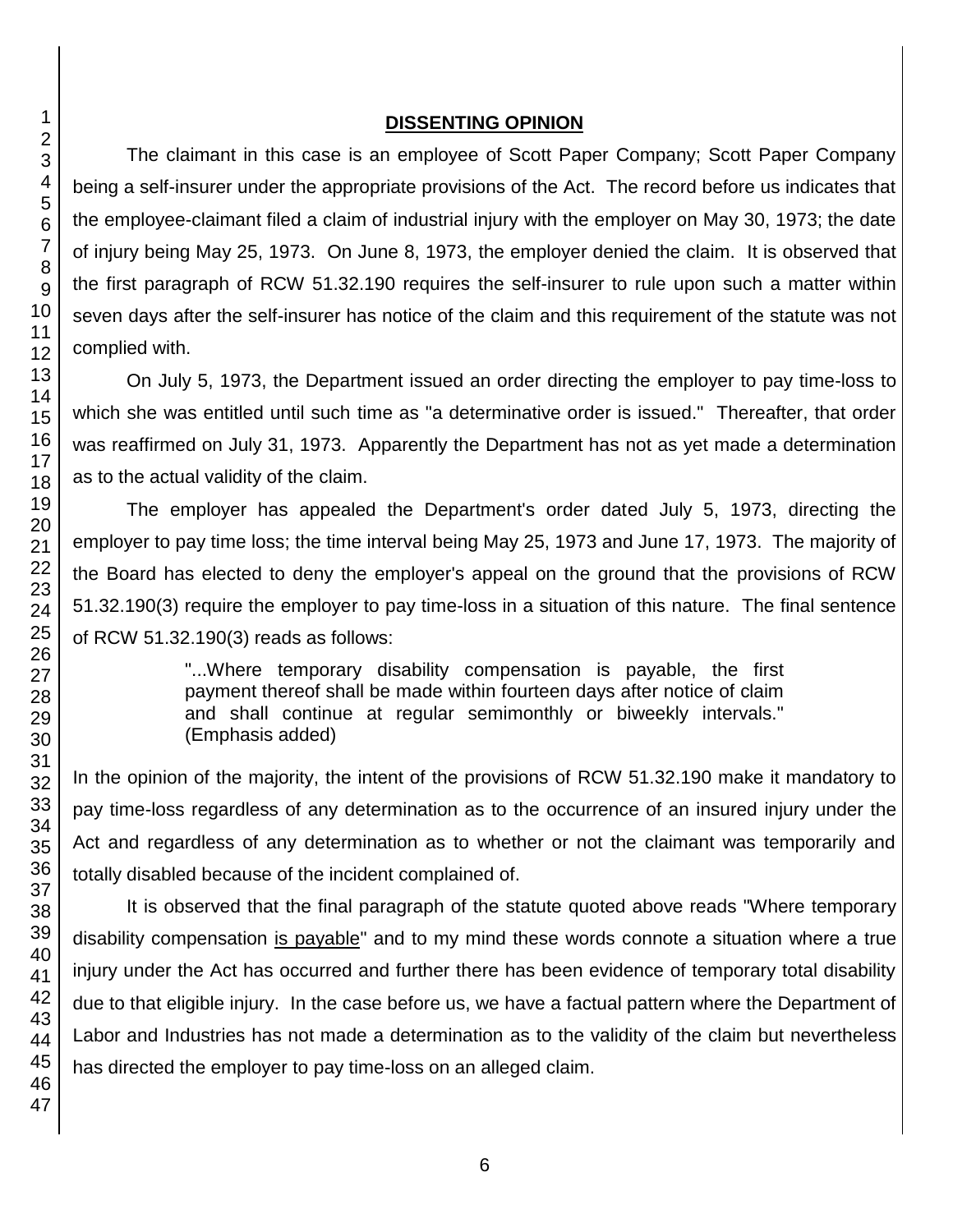## DISSENTING OPINION

The claimant in this case is an employee of Scott Paper Company; Scott Paper Company being a self-insurer under the appropriate provisions of the Act. The record before us indicates that the employee-claimant filed a claim of industrial injury with the employer on May 30, 1973; the date of injury being May 25, 1973. On June 8, 1973, the employer denied the claim. It is observed that the first paragraph of RCW 51.32.190 requires the self-insurer to rule upon such a matter within seven days after the self-insurer has notice of the claim and this requirement of the statute was not complied with.

On July 5, 1973, the Department issued an order directing the employer to pay time-loss to which she was entitled until such time as "a determinative order is issued." Thereafter, that order was reaffirmed on July 31, 1973. Apparently the Department has not as yet made a determination as to the actual validity of the claim.

The employer has appealed the Department's order dated July 5, 1973, directing the employer to pay time loss; the time interval being May 25, 1973 and June 17, 1973. The majority of the Board has elected to deny the employer's appeal on the ground that the provisions of RCW 51.32.190(3) require the employer to pay time-loss in a situation of this nature. The final sentence of RCW 51.32.190(3) reads as follows:

> "...Where temporary disability compensation is payable, the first payment thereof shall be made within fourteen days after notice of claim and shall continue at regular semimonthly or biweekly intervals." (Emphasis added)

In the opinion of the majority, the intent of the provisions of RCW 51.32.190 make it mandatory to pay time-loss regardless of any determination as to the occurrence of an insured injury under the Act and regardless of any determination as to whether or not the claimant was temporarily and totally disabled because of the incident complained of.

It is observed that the final paragraph of the statute quoted above reads "Where temporary disability compensation is payable" and to my mind these words connote a situation where a true injury under the Act has occurred and further there has been evidence of temporary total disability due to that eligible injury. In the case before us, we have a factual pattern where the Department of Labor and Industries has not made a determination as to the validity of the claim but nevertheless has directed the employer to pay time-loss on an alleged claim.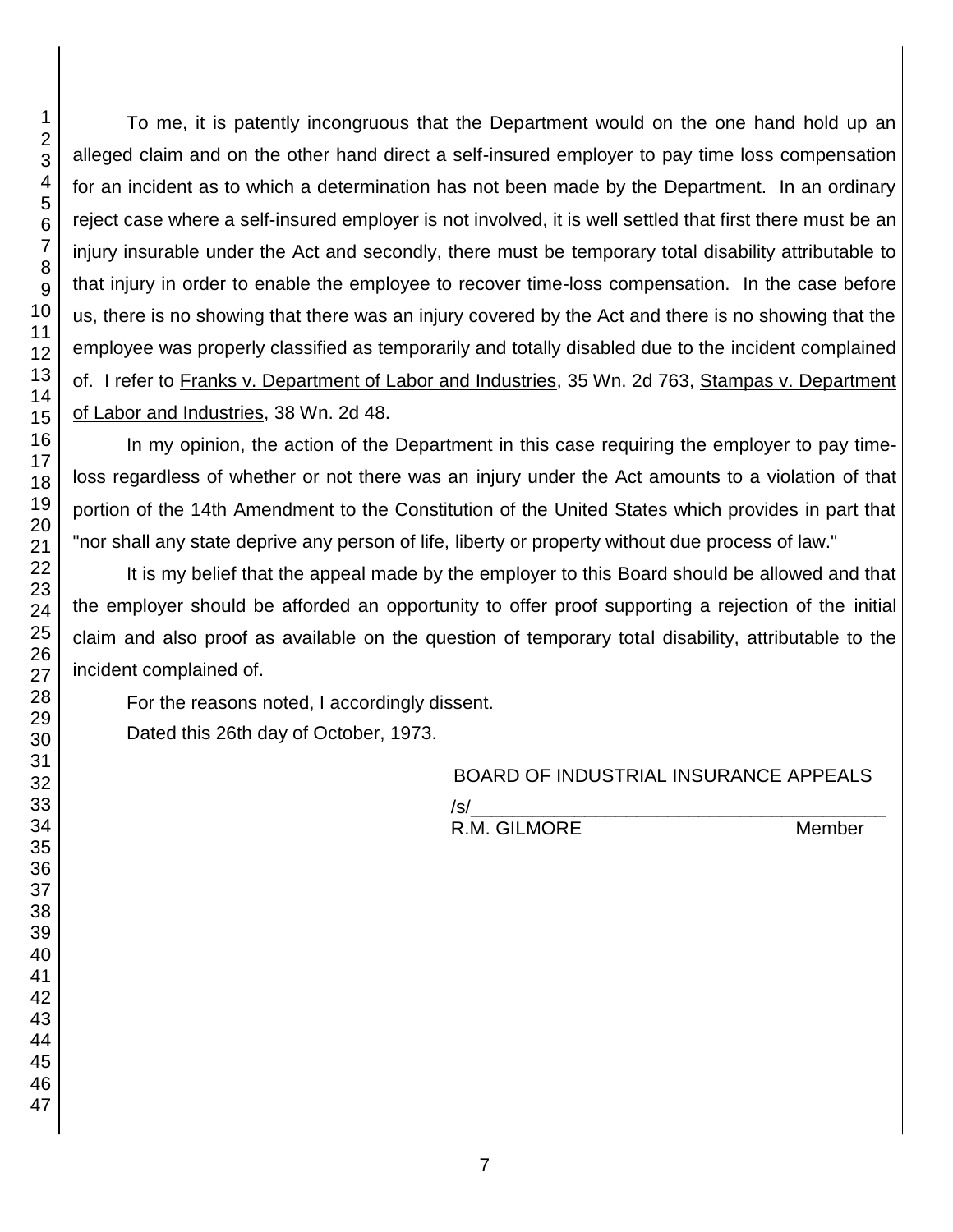To me, it is patently incongruous that the Department would on the one hand hold up an alleged claim and on the other hand direct a self-insured employer to pay time loss compensation for an incident as to which a determination has not been made by the Department. In an ordinary reject case where a self-insured employer is not involved, it is well settled that first there must be an injury insurable under the Act and secondly, there must be temporary total disability attributable to that injury in order to enable the employee to recover time-loss compensation. In the case before us, there is no showing that there was an injury covered by the Act and there is no showing that the employee was properly classified as temporarily and totally disabled due to the incident complained of. I refer to Franks v. Department of Labor and Industries, 35 Wn. 2d 763, Stampas v. Department of Labor and Industries, 38 Wn. 2d 48.

In my opinion, the action of the Department in this case requiring the employer to pay time-loss regardless of whether or not there was an injury under the Act amounts to a violation of that portion of the 14th Amendment to the Constitution of the United States which provides in part that "nor shall any state deprive any person of life, liberty or property without due process of law."

It is my belief that the appeal made by the employer to this Board should be allowed and that the employer should be afforded an opportunity to offer proof supporting a rejection of the initial claim and also proof as available on the question of temporary total disability, attributable to the incident complained of.

For the reasons noted, I accordingly dissent.

Dated this 26th day of October, 1973.

BOARD OF INDUSTRIAL INSURANCE APPEALS

/s/
R.M. GILMORE Member